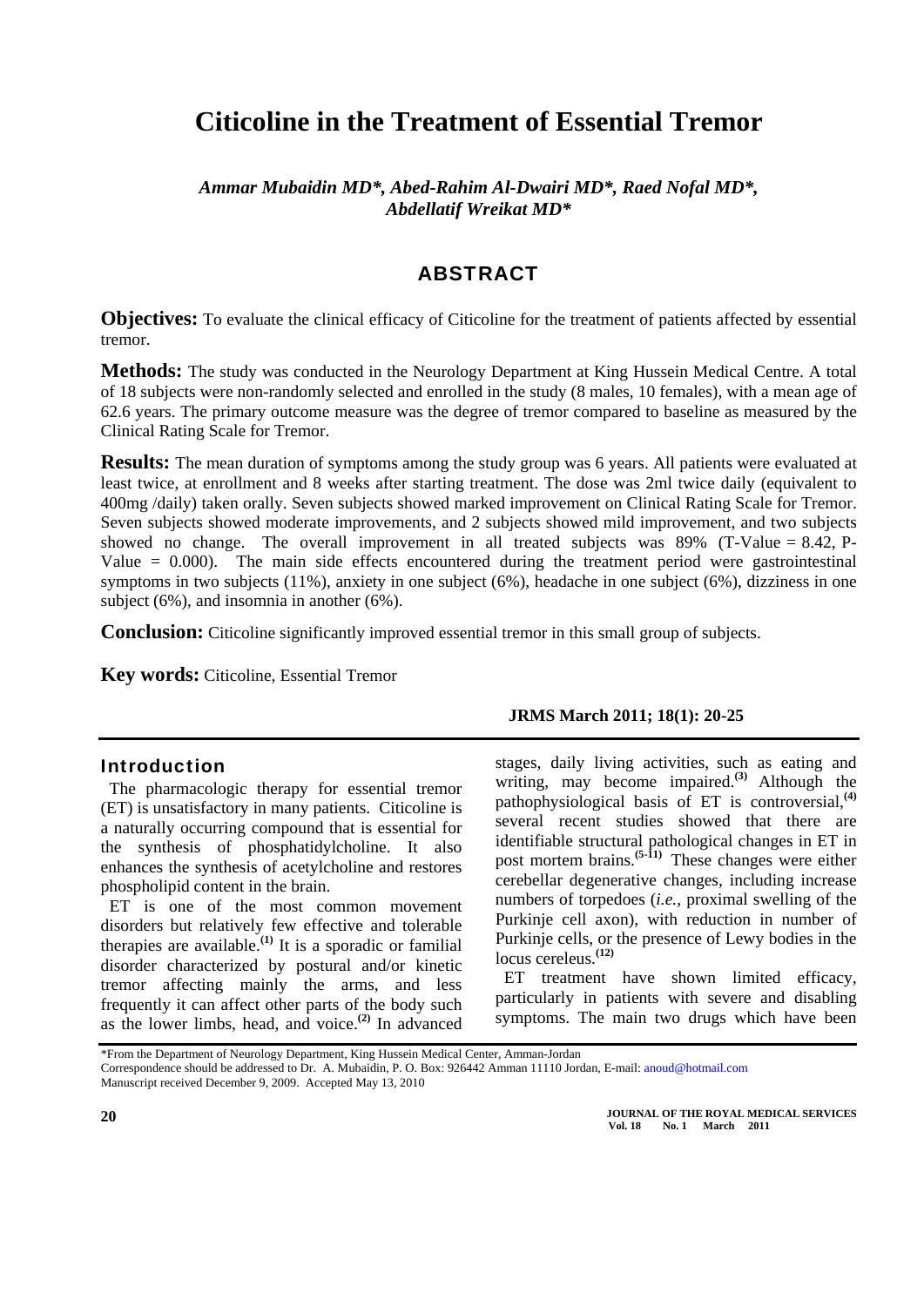# Citicoline in the Treatment of Essential Tremor

*Ammar Mubaidin MD\*, Abed-Rahim Al-Dwairi MD\*, Raed Nofal MD\*, Abdellatif Wreikat MD\**

## ABSTRACT

**Objectives:** To evaluate the clinical efficacy of Citicoline for the treatment of patients affected by essential tremor.

**Methods:** The study was conducted in the Neurology Department at King Hussein Medical Centre. A total of 18 subjects were non-randomly selected and enrolled in the study (8 males, 10 females), with a mean age of 62.6 years. The primary outcome measure was the degree of tremor compared to baseline as measured by the Clinical Rating Scale for Tremor.

**Results:** The mean duration of symptoms among the study group was 6 years. All patients were evaluated at least twice, at enrollment and 8 weeks after starting treatment. The dose was 2ml twice daily (equivalent to 400mg /daily) taken orally. Seven subjects showed marked improvement on Clinical Rating Scale for Tremor. Seven subjects showed moderate improvements, and 2 subjects showed mild improvement, and two subjects showed no change. The overall improvement in all treated subjects was 89% (T-Value = 8.42, P-Value = 0.000). The main side effects encountered during the treatment period were gastrointestinal symptoms in two subjects (11%), anxiety in one subject (6%), headache in one subject (6%), dizziness in one subject (6%), and insomnia in another (6%).

**Conclusion:** Citicoline significantly improved essential tremor in this small group of subjects.

**Key words:** Citicoline, Essential Tremor

**JRMS March 2011; 18(1): 20-25**

## Introduction

The pharmacologic therapy for essential tremor (ET) is unsatisfactory in many patients. Citicoline is a naturally occurring compound that is essential for the synthesis of phosphatidylcholine. It also enhances the synthesis of acetylcholine and restores phospholipid content in the brain.

ET is one of the most common movement disorders but relatively few effective and tolerable therapies are available.[1] It is a sporadic or familial disorder characterized by postural and/or kinetic tremor affecting mainly the arms, and less frequently it can affect other parts of the body such as the lower limbs, head, and voice.[2] In advanced stages, daily living activities, such as eating and writing, may become impaired.[3] Although the pathophysiological basis of ET is controversial,[4] several recent studies showed that there are identifiable structural pathological changes in ET in post mortem brains.[5-11] These changes were either cerebellar degenerative changes, including increase numbers of torpedoes (*i.e.*, proximal swelling of the Purkinje cell axon), with reduction in number of Purkinje cells, or the presence of Lewy bodies in the locus cereleus.[12]

ET treatment have shown limited efficacy, particularly in patients with severe and disabling symptoms. The main two drugs which have been

\*From the Department of Neurology Department, King Hussein Medical Center, Amman-Jordan
Correspondence should be addressed to Dr. A. Mubaidin, P. O. Box: 926442 Amman 11110 Jordan, E-mail: anoud@hotmail.com
Manuscript received December 9, 2009. Accepted May 13, 2010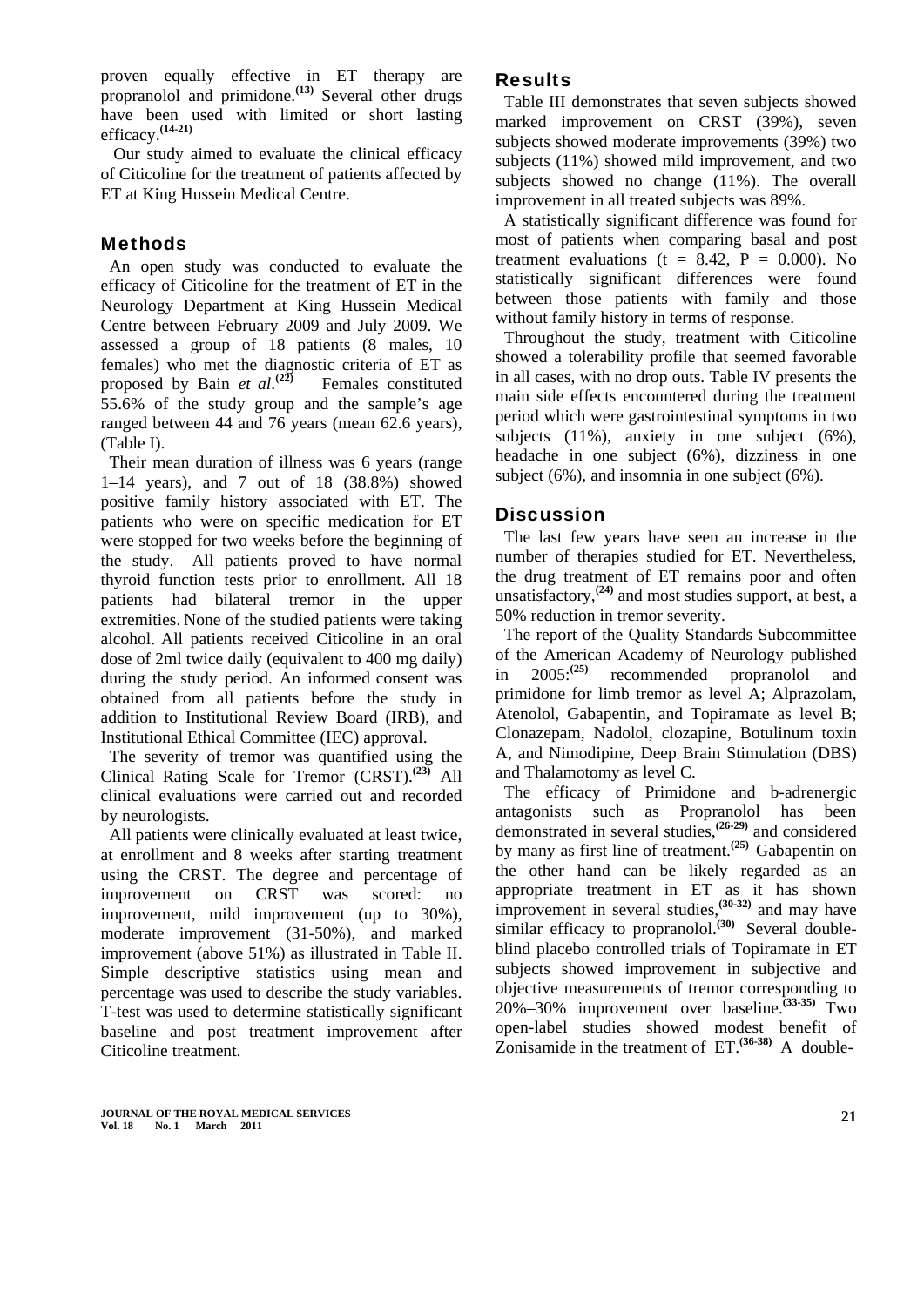proven equally effective in ET therapy are propranolol and primidone.[13] Several other drugs have been used with limited or short lasting efficacy.[14-21]

Our study aimed to evaluate the clinical efficacy of Citicoline for the treatment of patients affected by ET at King Hussein Medical Centre.

## Methods

An open study was conducted to evaluate the efficacy of Citicoline for the treatment of ET in the Neurology Department at King Hussein Medical Centre between February 2009 and July 2009. We assessed a group of 18 patients (8 males, 10 females) who met the diagnostic criteria of ET as proposed by Bain *et al*.[22] Females constituted 55.6% of the study group and the sample's age ranged between 44 and 76 years (mean 62.6 years), (Table I).

Their mean duration of illness was 6 years (range 1–14 years), and 7 out of 18 (38.8%) showed positive family history associated with ET. The patients who were on specific medication for ET were stopped for two weeks before the beginning of the study. All patients proved to have normal thyroid function tests prior to enrollment. All 18 patients had bilateral tremor in the upper extremities. None of the studied patients were taking alcohol. All patients received Citicoline in an oral dose of 2ml twice daily (equivalent to 400 mg daily) during the study period. An informed consent was obtained from all patients before the study in addition to Institutional Review Board (IRB), and Institutional Ethical Committee (IEC) approval.

The severity of tremor was quantified using the Clinical Rating Scale for Tremor (CRST).[23] All clinical evaluations were carried out and recorded by neurologists.

All patients were clinically evaluated at least twice, at enrollment and 8 weeks after starting treatment using the CRST. The degree and percentage of improvement on CRST was scored: no improvement, mild improvement (up to 30%), moderate improvement (31-50%), and marked improvement (above 51%) as illustrated in Table II. Simple descriptive statistics using mean and percentage was used to describe the study variables. T-test was used to determine statistically significant baseline and post treatment improvement after Citicoline treatment.

## Results

Table III demonstrates that seven subjects showed marked improvement on CRST (39%), seven subjects showed moderate improvements (39%) two subjects (11%) showed mild improvement, and two subjects showed no change (11%). The overall improvement in all treated subjects was 89%.

A statistically significant difference was found for most of patients when comparing basal and post treatment evaluations ($t = 8.42$, $P = 0.000$). No statistically significant differences were found between those patients with family and those without family history in terms of response.

Throughout the study, treatment with Citicoline showed a tolerability profile that seemed favorable in all cases, with no drop outs. Table IV presents the main side effects encountered during the treatment period which were gastrointestinal symptoms in two subjects (11%), anxiety in one subject (6%), headache in one subject (6%), dizziness in one subject (6%), and insomnia in one subject (6%).

## Discussion

The last few years have seen an increase in the number of therapies studied for ET. Nevertheless, the drug treatment of ET remains poor and often unsatisfactory,[24] and most studies support, at best, a 50% reduction in tremor severity.

The report of the Quality Standards Subcommittee of the American Academy of Neurology published in 2005:[25] recommended propranolol and primidone for limb tremor as level A; Alprazolam, Atenolol, Gabapentin, and Topiramate as level B; Clonazepam, Nadolol, clozapine, Botulinum toxin A, and Nimodipine, Deep Brain Stimulation (DBS) and Thalamotomy as level C.

The efficacy of Primidone and b-adrenergic antagonists such as Propranolol has been demonstrated in several studies,[26-29] and considered by many as first line of treatment.[25] Gabapentin on the other hand can be likely regarded as an appropriate treatment in ET as it has shown improvement in several studies,[30-32] and may have similar efficacy to propranolol.[30] Several double-blind placebo controlled trials of Topiramate in ET subjects showed improvement in subjective and objective measurements of tremor corresponding to 20%–30% improvement over baseline.[33-35] Two open-label studies showed modest benefit of Zonisamide in the treatment of ET.[36-38] A double-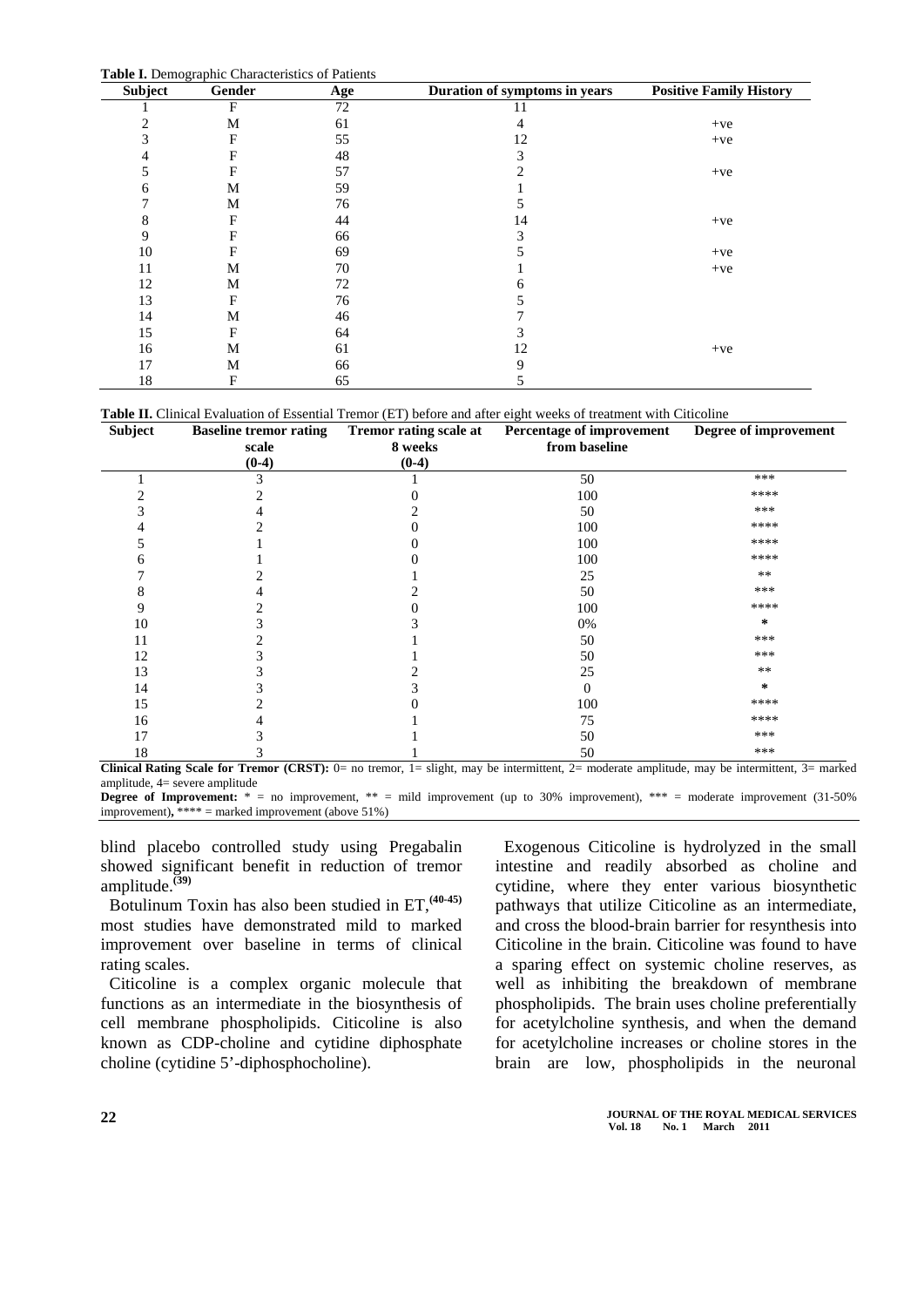**Table I.** Demographic Characteristics of Patients

| Subject | Gender | Age | Duration of symptoms in years | Positive Family History |
|---|---|---|---|---|
| 1 | F | 72 | 11 | |
| 2 | M | 61 | 4 | +ve |
| 3 | F | 55 | 12 | +ve |
| 4 | F | 48 | 3 | |
| 5 | F | 57 | 2 | +ve |
| 6 | M | 59 | 1 | |
| 7 | M | 76 | 5 | |
| 8 | F | 44 | 14 | +ve |
| 9 | F | 66 | 3 | |
| 10 | F | 69 | 5 | +ve |
| 11 | M | 70 | 1 | +ve |
| 12 | M | 72 | 6 | |
| 13 | F | 76 | 5 | |
| 14 | M | 46 | 7 | |
| 15 | F | 64 | 3 | |
| 16 | M | 61 | 12 | +ve |
| 17 | M | 66 | 9 | |
| 18 | F | 65 | 5 | |

**Table II.** Clinical Evaluation of Essential Tremor (ET) before and after eight weeks of treatment with Citicoline

| Subject | Baseline tremor rating scale (0-4) | Tremor rating scale at 8 weeks (0-4) | Percentage of improvement from baseline | Degree of improvement |
|---|---|---|---|---|
| 1 | 3 | 1 | 50 | *** |
| 2 | 2 | 0 | 100 | **** |
| 3 | 4 | 2 | 50 | *** |
| 4 | 2 | 0 | 100 | **** |
| 5 | 1 | 0 | 100 | **** |
| 6 | 1 | 0 | 100 | **** |
| 7 | 2 | 1 | 25 | ** |
| 8 | 4 | 2 | 50 | *** |
| 9 | 2 | 0 | 100 | **** |
| 10 | 3 | 3 | 0% | * |
| 11 | 2 | 1 | 50 | *** |
| 12 | 3 | 1 | 50 | *** |
| 13 | 3 | 2 | 25 | ** |
| 14 | 3 | 3 | 0 | * |
| 15 | 2 | 0 | 100 | **** |
| 16 | 4 | 1 | 75 | **** |
| 17 | 3 | 1 | 50 | *** |
| 18 | 3 | 1 | 50 | *** |

**Clinical Rating Scale for Tremor (CRST):** 0= no tremor, 1= slight, may be intermittent, 2= moderate amplitude, may be intermittent, 3= marked amplitude, 4= severe amplitude

**Degree of Improvement:** * = no improvement, ** = mild improvement (up to 30% improvement), *** = moderate improvement (31-50% improvement), **** = marked improvement (above 51%)

blind placebo controlled study using Pregabalin showed significant benefit in reduction of tremor amplitude.[39]

Botulinum Toxin has also been studied in ET,[40-45] most studies have demonstrated mild to marked improvement over baseline in terms of clinical rating scales.

Citicoline is a complex organic molecule that functions as an intermediate in the biosynthesis of cell membrane phospholipids. Citicoline is also known as CDP-choline and cytidine diphosphate choline (cytidine 5'-diphosphocholine).

Exogenous Citicoline is hydrolyzed in the small intestine and readily absorbed as choline and cytidine, where they enter various biosynthetic pathways that utilize Citicoline as an intermediate, and cross the blood-brain barrier for resynthesis into Citicoline in the brain. Citicoline was found to have a sparing effect on systemic choline reserves, as well as inhibiting the breakdown of membrane phospholipids. The brain uses choline preferentially for acetylcholine synthesis, and when the demand for acetylcholine increases or choline stores in the brain are low, phospholipids in the neuronal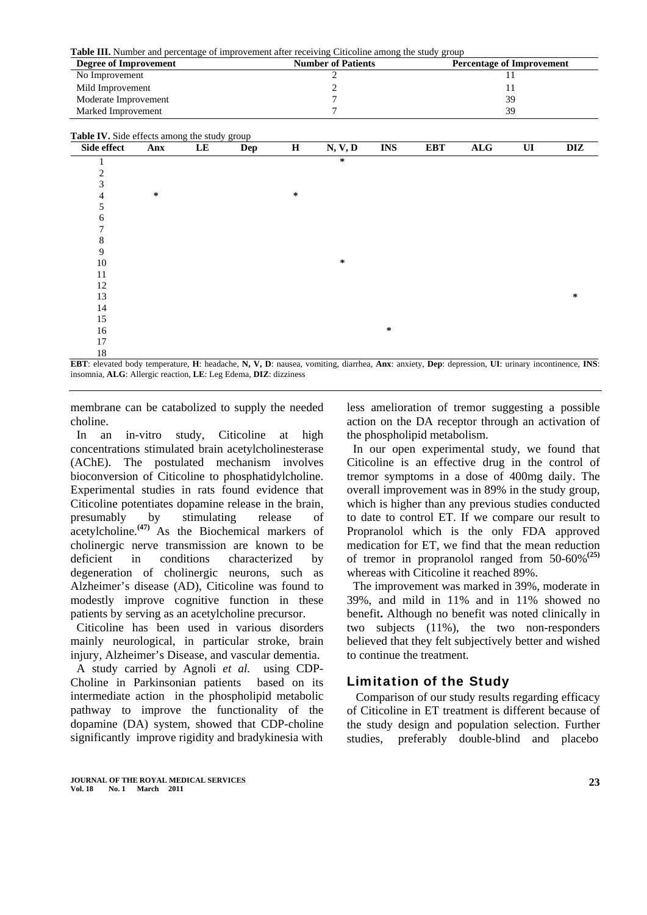**Table III.** Number and percentage of improvement after receiving Citicoline among the study group

| Degree of Improvement | Number of Patients | Percentage of Improvement |
|---|---|---|
| No Improvement | 2 | 11 |
| Mild Improvement | 2 | 11 |
| Moderate Improvement | 7 | 39 |
| Marked Improvement | 7 | 39 |

**Table IV.** Side effects among the study group

| Side effect | Anx | LE | Dep | H | N, V, D | INS | EBT | ALG | UI | DIZ |
|---|---|---|---|---|---|---|---|---|---|---|
| 1 | | | | | * | | | | | |
| 2 | | | | | | | | | | |
| 3 | | | | | | | | | | |
| 4 | * | | | * | | | | | | |
| 5 | | | | | | | | | | |
| 6 | | | | | | | | | | |
| 7 | | | | | | | | | | |
| 8 | | | | | | | | | | |
| 9 | | | | | | | | | | |
| 10 | | | | | * | | | | | |
| 11 | | | | | | | | | | |
| 12 | | | | | | | | | | |
| 13 | | | | | | | | | | * |
| 14 | | | | | | | | | | |
| 15 | | | | | | | | | | |
| 16 | | | | | | * | | | | |
| 17 | | | | | | | | | | |
| 18 | | | | | | | | | | |

**EBT**: elevated body temperature, **H**: headache, **N, V, D**: nausea, vomiting, diarrhea, **Anx**: anxiety, **Dep**: depression, **UI**: urinary incontinence, **INS**: insomnia, **ALG**: Allergic reaction, **LE**: Leg Edema, **DIZ**: dizziness

membrane can be catabolized to supply the needed choline.

In an in-vitro study, Citicoline at high concentrations stimulated brain acetylcholinesterase (AChE). The postulated mechanism involves bioconversion of Citicoline to phosphatidylcholine. Experimental studies in rats found evidence that Citicoline potentiates dopamine release in the brain, presumably by stimulating release of acetylcholine.[47] As the Biochemical markers of cholinergic nerve transmission are known to be deficient in conditions characterized by degeneration of cholinergic neurons, such as Alzheimer's disease (AD), Citicoline was found to modestly improve cognitive function in these patients by serving as an acetylcholine precursor.

Citicoline has been used in various disorders mainly neurological, in particular stroke, brain injury, Alzheimer's Disease, and vascular dementia.

A study carried by Agnoli *et al.* using CDP-Choline in Parkinsonian patients based on its intermediate action in the phospholipid metabolic pathway to improve the functionality of the dopamine (DA) system, showed that CDP-choline significantly improve rigidity and bradykinesia with less amelioration of tremor suggesting a possible action on the DA receptor through an activation of the phospholipid metabolism.

In our open experimental study, we found that Citicoline is an effective drug in the control of tremor symptoms in a dose of 400mg daily. The overall improvement was in 89% in the study group, which is higher than any previous studies conducted to date to control ET. If we compare our result to Propranolol which is the only FDA approved medication for ET, we find that the mean reduction of tremor in propranolol ranged from 50-60%[25] whereas with Citicoline it reached 89%.

The improvement was marked in 39%, moderate in 39%, and mild in 11% and in 11% showed no benefit**.** Although no benefit was noted clinically in two subjects (11%), the two non-responders believed that they felt subjectively better and wished to continue the treatment.

## Limitation of the Study

Comparison of our study results regarding efficacy of Citicoline in ET treatment is different because of the study design and population selection. Further studies, preferably double-blind and placebo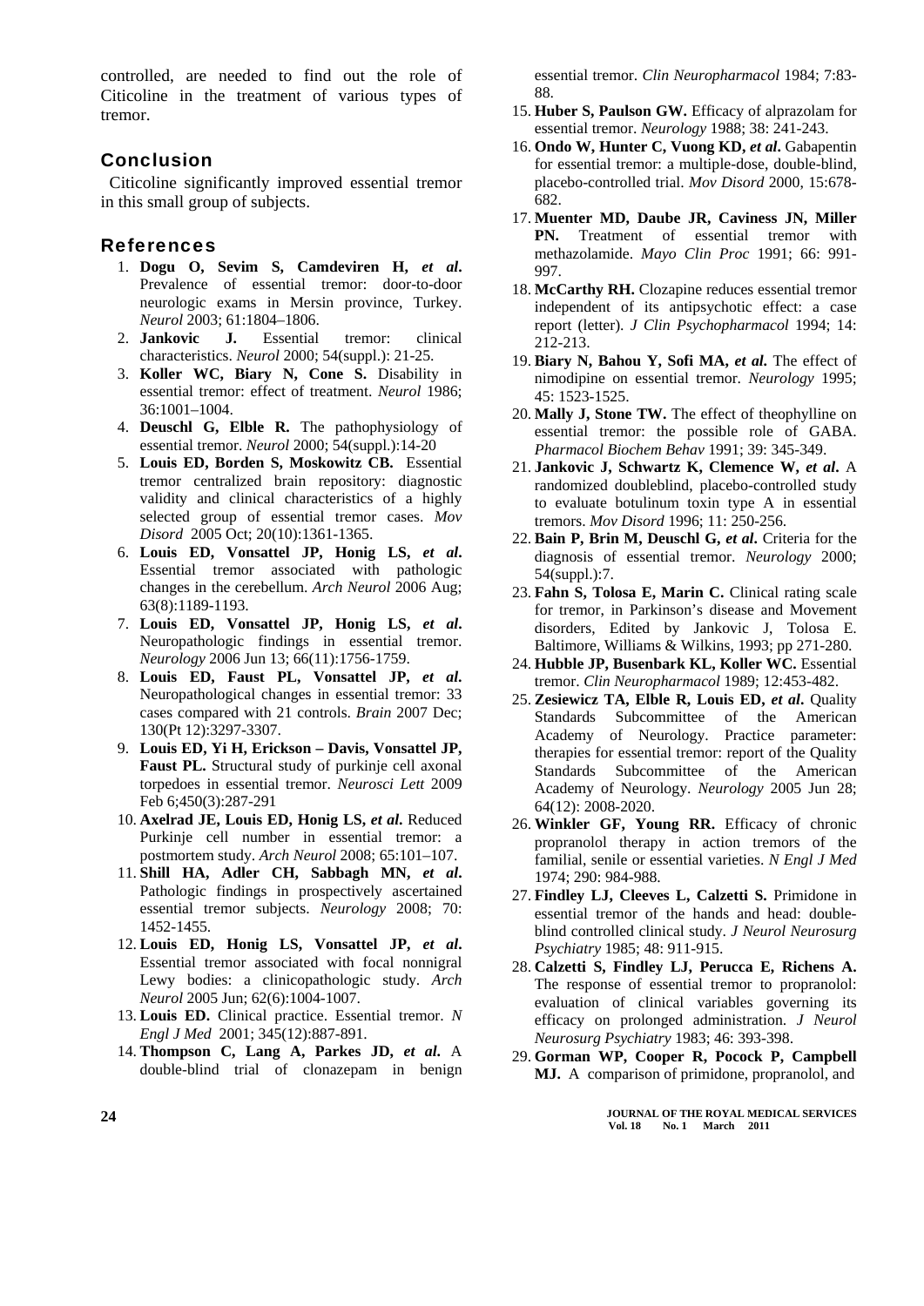controlled, are needed to find out the role of Citicoline in the treatment of various types of tremor.

## Conclusion

Citicoline significantly improved essential tremor in this small group of subjects.

## References

1. **Dogu O, Sevim S, Camdeviren H, *et al*.** Prevalence of essential tremor: door-to-door neurologic exams in Mersin province, Turkey. *Neurol* 2003; 61:1804–1806.
2. **Jankovic J.** Essential tremor: clinical characteristics. *Neurol* 2000; 54(suppl.): 21-25.
3. **Koller WC, Biary N, Cone S.** Disability in essential tremor: effect of treatment. *Neurol* 1986; 36:1001–1004.
4. **Deuschl G, Elble R.** The pathophysiology of essential tremor. *Neurol* 2000; 54(suppl.):14-20
5. **Louis ED, Borden S, Moskowitz CB.** Essential tremor centralized brain repository: diagnostic validity and clinical characteristics of a highly selected group of essential tremor cases. *Mov Disord* 2005 Oct; 20(10):1361-1365.
6. **Louis ED, Vonsattel JP, Honig LS, *et al*.** Essential tremor associated with pathologic changes in the cerebellum. *Arch Neurol* 2006 Aug; 63(8):1189-1193.
7. **Louis ED, Vonsattel JP, Honig LS, *et al*.** Neuropathologic findings in essential tremor. *Neurology* 2006 Jun 13; 66(11):1756-1759.
8. **Louis ED, Faust PL, Vonsattel JP, *et al*.** Neuropathological changes in essential tremor: 33 cases compared with 21 controls. *Brain* 2007 Dec; 130(Pt 12):3297-3307.
9. **Louis ED, Yi H, Erickson – Davis, Vonsattel JP, Faust PL.** Structural study of purkinje cell axonal torpedoes in essential tremor. *Neurosci Lett* 2009 Feb 6;450(3):287-291
10. **Axelrad JE, Louis ED, Honig LS, *et al*.** Reduced Purkinje cell number in essential tremor: a postmortem study. *Arch Neurol* 2008; 65:101–107.
11. **Shill HA, Adler CH, Sabbagh MN, *et al*.** Pathologic findings in prospectively ascertained essential tremor subjects. *Neurology* 2008; 70: 1452-1455.
12. **Louis ED, Honig LS, Vonsattel JP, *et al*.** Essential tremor associated with focal nonnigral Lewy bodies: a clinicopathologic study. *Arch Neurol* 2005 Jun; 62(6):1004-1007.
13. **Louis ED.** Clinical practice. Essential tremor. *N Engl J Med* 2001; 345(12):887-891.
14. **Thompson C, Lang A, Parkes JD, *et al*.** A double-blind trial of clonazepam in benign essential tremor. *Clin Neuropharmacol* 1984; 7:83-88.
15. **Huber S, Paulson GW.** Efficacy of alprazolam for essential tremor. *Neurology* 1988; 38: 241-243.
16. **Ondo W, Hunter C, Vuong KD, *et al*.** Gabapentin for essential tremor: a multiple-dose, double-blind, placebo-controlled trial. *Mov Disord* 2000, 15:678-682.
17. **Muenter MD, Daube JR, Caviness JN, Miller PN.** Treatment of essential tremor with methazolamide. *Mayo Clin Proc* 1991; 66: 991-997.
18. **McCarthy RH.** Clozapine reduces essential tremor independent of its antipsychotic effect: a case report (letter). *J Clin Psychopharmacol* 1994; 14: 212-213.
19. **Biary N, Bahou Y, Sofi MA, *et al*.** The effect of nimodipine on essential tremor. *Neurology* 1995; 45: 1523-1525.
20. **Mally J, Stone TW.** The effect of theophylline on essential tremor: the possible role of GABA. *Pharmacol Biochem Behav* 1991; 39: 345-349.
21. **Jankovic J, Schwartz K, Clemence W, *et al*.** A randomized doubleblind, placebo-controlled study to evaluate botulinum toxin type A in essential tremors. *Mov Disord* 1996; 11: 250-256.
22. **Bain P, Brin M, Deuschl G, *et al*.** Criteria for the diagnosis of essential tremor. *Neurology* 2000; 54(suppl.):7.
23. **Fahn S, Tolosa E, Marin C.** Clinical rating scale for tremor, in Parkinson's disease and Movement disorders, Edited by Jankovic J, Tolosa E. Baltimore, Williams & Wilkins, 1993; pp 271-280.
24. **Hubble JP, Busenbark KL, Koller WC.** Essential tremor. *Clin Neuropharmacol* 1989; 12:453-482.
25. **Zesiewicz TA, Elble R, Louis ED, *et al*.** Quality Standards Subcommittee of the American Academy of Neurology. Practice parameter: therapies for essential tremor: report of the Quality Standards Subcommittee of the American Academy of Neurology. *Neurology* 2005 Jun 28; 64(12): 2008-2020.
26. **Winkler GF, Young RR.** Efficacy of chronic propranolol therapy in action tremors of the familial, senile or essential varieties. *N Engl J Med* 1974; 290: 984-988.
27. **Findley LJ, Cleeves L, Calzetti S.** Primidone in essential tremor of the hands and head: double-blind controlled clinical study. *J Neurol Neurosurg Psychiatry* 1985; 48: 911-915.
28. **Calzetti S, Findley LJ, Perucca E, Richens A.** The response of essential tremor to propranolol: evaluation of clinical variables governing its efficacy on prolonged administration. *J Neurol Neurosurg Psychiatry* 1983; 46: 393-398.
29. **Gorman WP, Cooper R, Pocock P, Campbell MJ.** A comparison of primidone, propranolol, and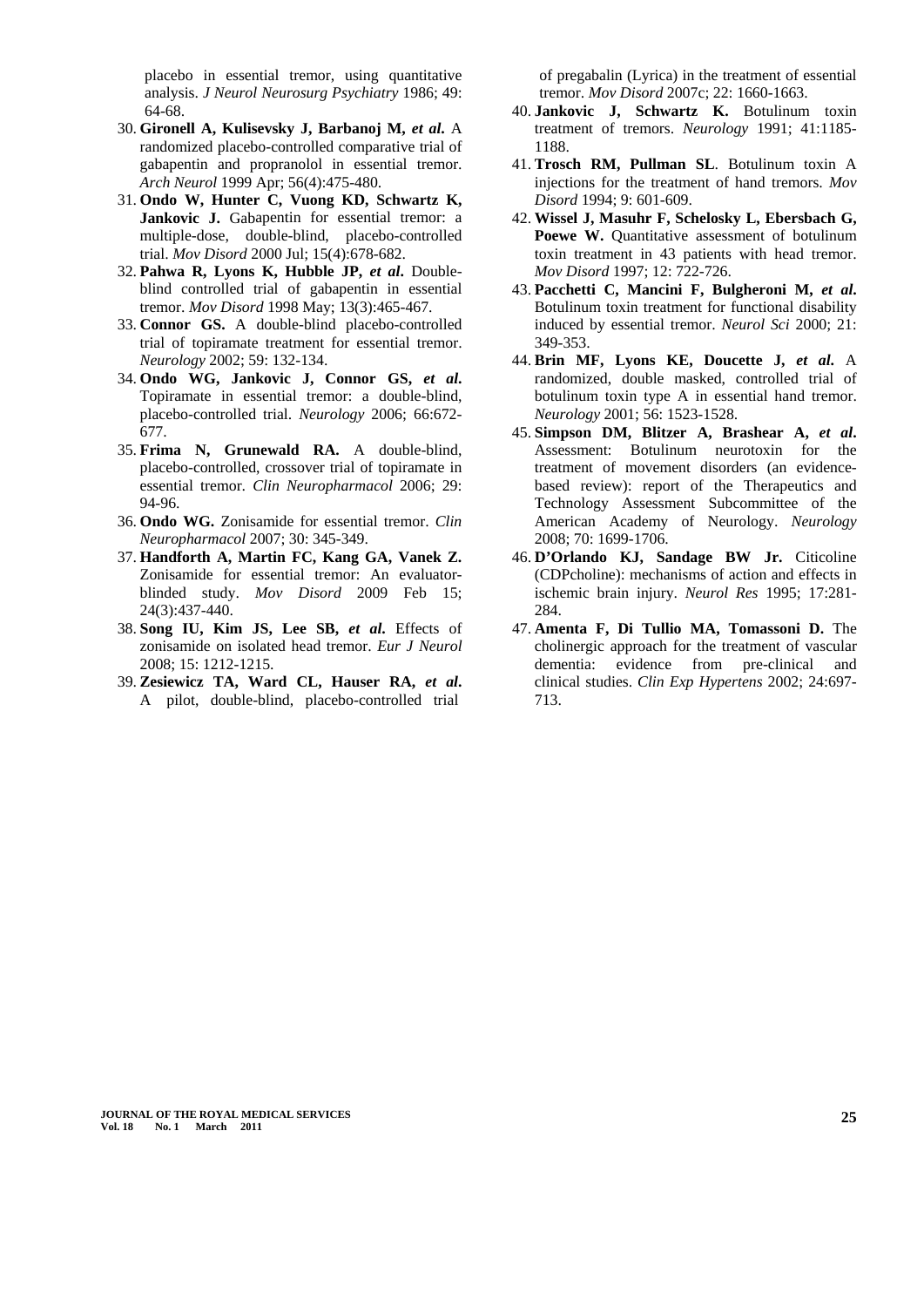placebo in essential tremor, using quantitative analysis. *J Neurol Neurosurg Psychiatry* 1986; 49: 64-68.

30. **Gironell A, Kulisevsky J, Barbanoj M, *et al*.** A randomized placebo-controlled comparative trial of gabapentin and propranolol in essential tremor. *Arch Neurol* 1999 Apr; 56(4):475-480.
31. **Ondo W, Hunter C, Vuong KD, Schwartz K, Jankovic J.** Gabapentin for essential tremor: a multiple-dose, double-blind, placebo-controlled trial. *Mov Disord* 2000 Jul; 15(4):678-682.
32. **Pahwa R, Lyons K, Hubble JP, *et al*.** Double-blind controlled trial of gabapentin in essential tremor. *Mov Disord* 1998 May; 13(3):465-467.
33. **Connor GS.** A double-blind placebo-controlled trial of topiramate treatment for essential tremor. *Neurology* 2002; 59: 132-134.
34. **Ondo WG, Jankovic J, Connor GS, *et al*.** Topiramate in essential tremor: a double-blind, placebo-controlled trial. *Neurology* 2006; 66:672-677.
35. **Frima N, Grunewald RA.** A double-blind, placebo-controlled, crossover trial of topiramate in essential tremor. *Clin Neuropharmacol* 2006; 29: 94-96.
36. **Ondo WG.** Zonisamide for essential tremor. *Clin Neuropharmacol* 2007; 30: 345-349.
37. **Handforth A, Martin FC, Kang GA, Vanek Z.** Zonisamide for essential tremor: An evaluator-blinded study. *Mov Disord* 2009 Feb 15; 24(3):437-440.
38. **Song IU, Kim JS, Lee SB, *et al*.** Effects of zonisamide on isolated head tremor. *Eur J Neurol* 2008; 15: 1212-1215.
39. **Zesiewicz TA, Ward CL, Hauser RA, *et al*.** A pilot, double-blind, placebo-controlled trial of pregabalin (Lyrica) in the treatment of essential tremor. *Mov Disord* 2007c; 22: 1660-1663.
40. **Jankovic J, Schwartz K.** Botulinum toxin treatment of tremors. *Neurology* 1991; 41:1185-1188.
41. **Trosch RM, Pullman SL**. Botulinum toxin A injections for the treatment of hand tremors. *Mov Disord* 1994; 9: 601-609.
42. **Wissel J, Masuhr F, Schelosky L, Ebersbach G, Poewe W.** Quantitative assessment of botulinum toxin treatment in 43 patients with head tremor. *Mov Disord* 1997; 12: 722-726.
43. **Pacchetti C, Mancini F, Bulgheroni M, *et al*.** Botulinum toxin treatment for functional disability induced by essential tremor. *Neurol Sci* 2000; 21: 349-353.
44. **Brin MF, Lyons KE, Doucette J, *et al*.** A randomized, double masked, controlled trial of botulinum toxin type A in essential hand tremor. *Neurology* 2001; 56: 1523-1528.
45. **Simpson DM, Blitzer A, Brashear A, *et al*.** Assessment: Botulinum neurotoxin for the treatment of movement disorders (an evidence-based review): report of the Therapeutics and Technology Assessment Subcommittee of the American Academy of Neurology. *Neurology* 2008; 70: 1699-1706.
46. **D'Orlando KJ, Sandage BW Jr.** Citicoline (CDPcholine): mechanisms of action and effects in ischemic brain injury. *Neurol Res* 1995; 17:281-284.
47. **Amenta F, Di Tullio MA, Tomassoni D.** The cholinergic approach for the treatment of vascular dementia: evidence from pre-clinical and clinical studies. *Clin Exp Hypertens* 2002; 24:697-713.